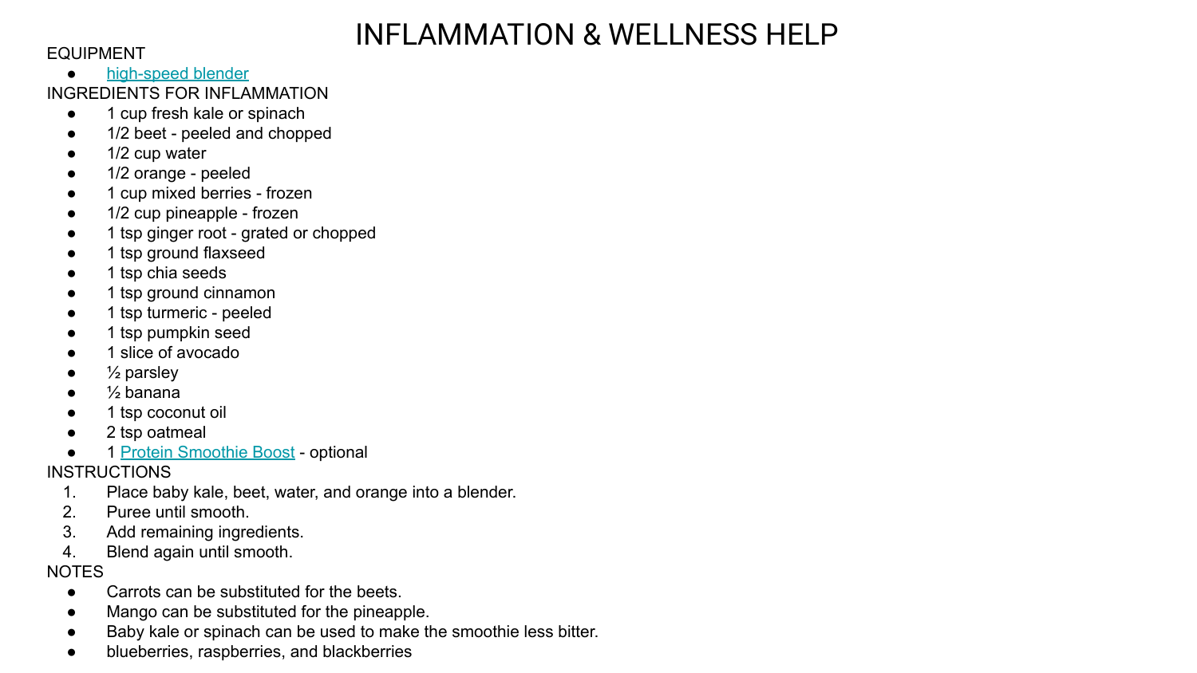# INFLAMMATION & WELLNESS HELP

EQUIPMENT

- high-speed blender

INGREDIENTS FOR INFLAMMATION

- 1 cup fresh kale or spinach
- 1/2 beet - peeled and chopped
- 1/2 cup water
- 1/2 orange - peeled
- 1 cup mixed berries - frozen
- 1/2 cup pineapple - frozen
- 1 tsp ginger root - grated or chopped
- 1 tsp ground flaxseed
- 1 tsp chia seeds
- 1 tsp ground cinnamon
- 1 tsp turmeric - peeled
- 1 tsp pumpkin seed
- 1 slice of avocado
- ½ parsley
- ½ banana
- 1 tsp coconut oil
- 2 tsp oatmeal
- 1 Protein Smoothie Boost - optional

INSTRUCTIONS

1. Place baby kale, beet, water, and orange into a blender.
2. Puree until smooth.
3. Add remaining ingredients.
4. Blend again until smooth.

NOTES

- Carrots can be substituted for the beets.
- Mango can be substituted for the pineapple.
- Baby kale or spinach can be used to make the smoothie less bitter.
- blueberries, raspberries, and blackberries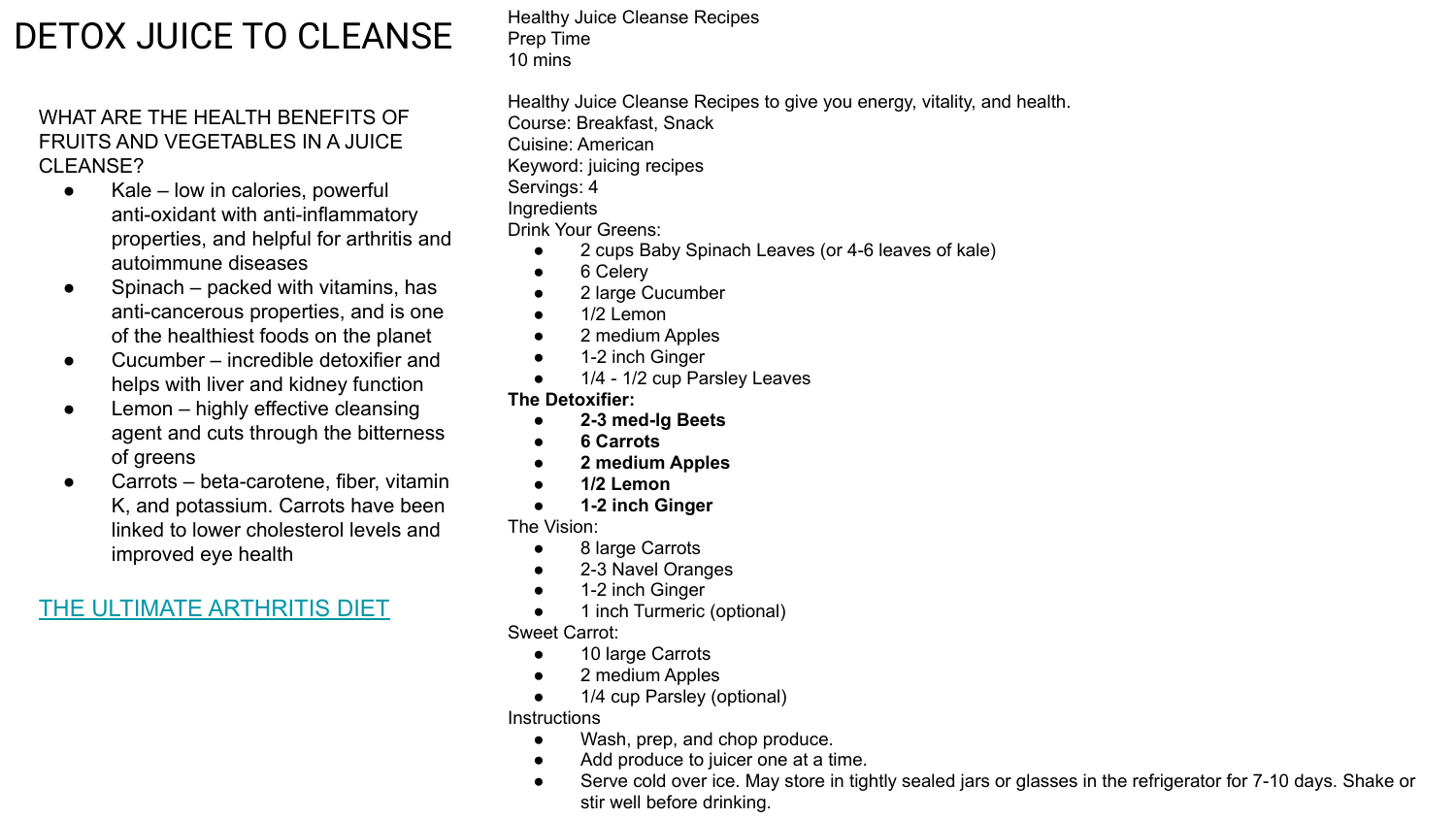# DETOX JUICE TO CLEANSE

WHAT ARE THE HEALTH BENEFITS OF FRUITS AND VEGETABLES IN A JUICE CLEANSE?

- Kale – low in calories, powerful anti-oxidant with anti-inflammatory properties, and helpful for arthritis and autoimmune diseases
- Spinach – packed with vitamins, has anti-cancerous properties, and is one of the healthiest foods on the planet
- Cucumber – incredible detoxifier and helps with liver and kidney function
- Lemon – highly effective cleansing agent and cuts through the bitterness of greens
- Carrots – beta-carotene, fiber, vitamin K, and potassium. Carrots have been linked to lower cholesterol levels and improved eye health

THE ULTIMATE ARTHRITIS DIET

Healthy Juice Cleanse Recipes
Prep Time
10 mins

Healthy Juice Cleanse Recipes to give you energy, vitality, and health.
Course: Breakfast, Snack
Cuisine: American
Keyword: juicing recipes
Servings: 4
Ingredients
Drink Your Greens:

- 2 cups Baby Spinach Leaves (or 4-6 leaves of kale)
- 6 Celery
- 2 large Cucumber
- 1/2 Lemon
- 2 medium Apples
- 1-2 inch Ginger
- 1/4 - 1/2 cup Parsley Leaves

**The Detoxifier:**

- **2-3 med-lg Beets**
- **6 Carrots**
- **2 medium Apples**
- **1/2 Lemon**
- **1-2 inch Ginger**

The Vision:

- 8 large Carrots
- 2-3 Navel Oranges
- 1-2 inch Ginger
- 1 inch Turmeric (optional)

Sweet Carrot:

- 10 large Carrots
- 2 medium Apples
- 1/4 cup Parsley (optional)

Instructions

- Wash, prep, and chop produce.
- Add produce to juicer one at a time.
- Serve cold over ice. May store in tightly sealed jars or glasses in the refrigerator for 7-10 days. Shake or stir well before drinking.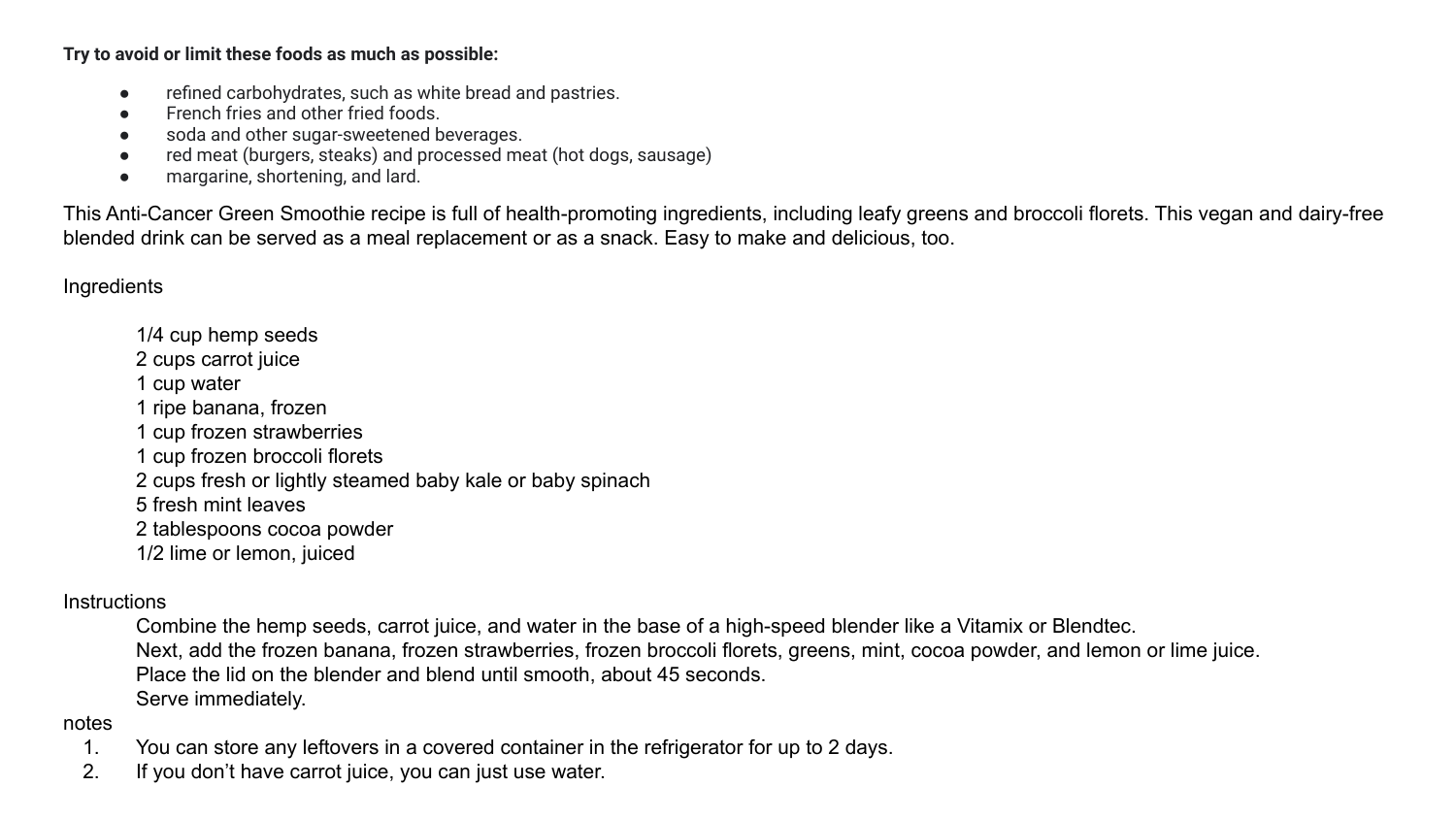**Try to avoid or limit these foods as much as possible:**

- refined carbohydrates, such as white bread and pastries.
- French fries and other fried foods.
- soda and other sugar-sweetened beverages.
- red meat (burgers, steaks) and processed meat (hot dogs, sausage)
- margarine, shortening, and lard.

This Anti-Cancer Green Smoothie recipe is full of health-promoting ingredients, including leafy greens and broccoli florets. This vegan and dairy-free blended drink can be served as a meal replacement or as a snack. Easy to make and delicious, too.

Ingredients

1/4 cup hemp seeds
2 cups carrot juice
1 cup water
1 ripe banana, frozen
1 cup frozen strawberries
1 cup frozen broccoli florets
2 cups fresh or lightly steamed baby kale or baby spinach
5 fresh mint leaves
2 tablespoons cocoa powder
1/2 lime or lemon, juiced

Instructions

Combine the hemp seeds, carrot juice, and water in the base of a high-speed blender like a Vitamix or Blendtec.
Next, add the frozen banana, frozen strawberries, frozen broccoli florets, greens, mint, cocoa powder, and lemon or lime juice.
Place the lid on the blender and blend until smooth, about 45 seconds.
Serve immediately.

notes

1. You can store any leftovers in a covered container in the refrigerator for up to 2 days.
2. If you don't have carrot juice, you can just use water.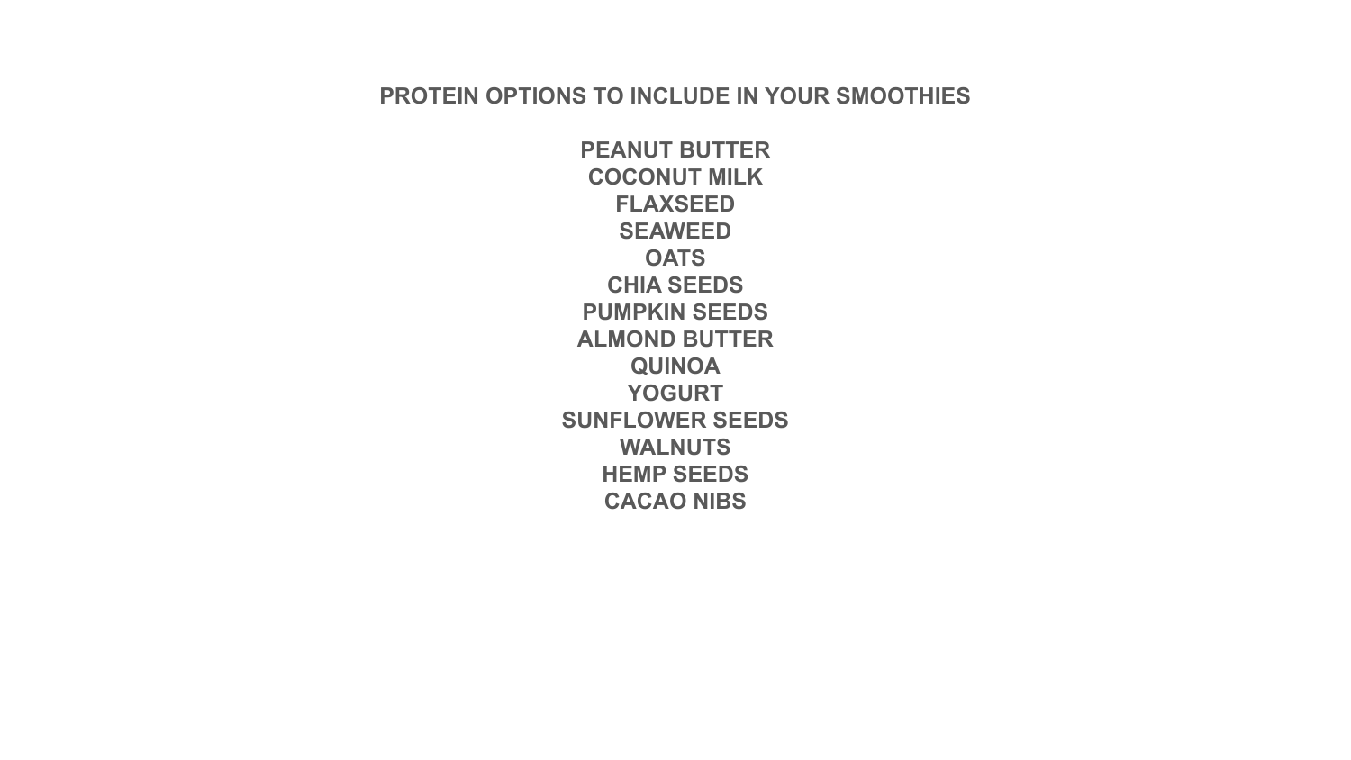## PROTEIN OPTIONS TO INCLUDE IN YOUR SMOOTHIES

**PEANUT BUTTER**
**COCONUT MILK**
**FLAXSEED**
**SEAWEED**
**OATS**
**CHIA SEEDS**
**PUMPKIN SEEDS**
**ALMOND BUTTER**
**QUINOA**
**YOGURT**
**SUNFLOWER SEEDS**
**WALNUTS**
**HEMP SEEDS**
**CACAO NIBS**